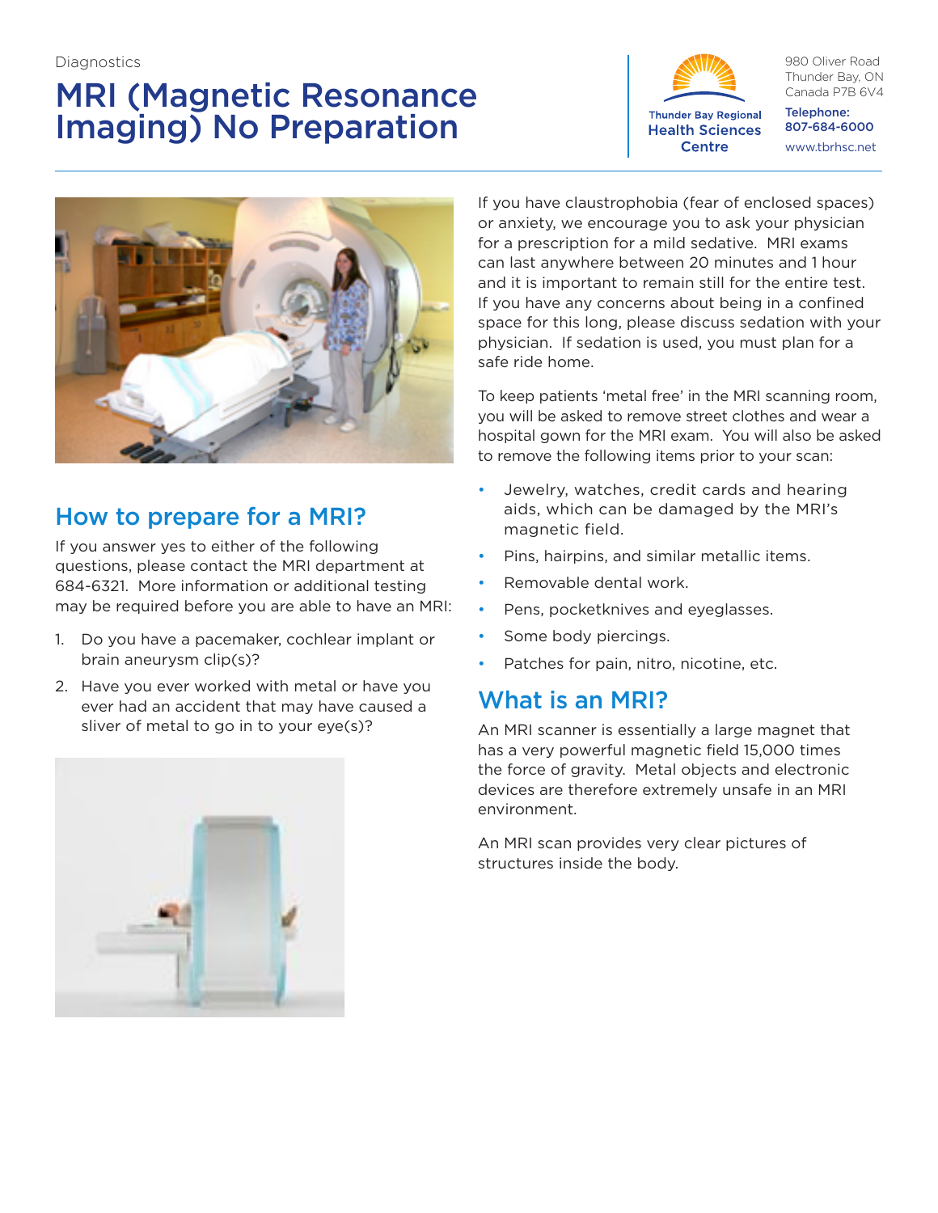Diagnostics

# MRI (Magnetic Resonance Imaging) No Preparation

Thunder Bay Regional Health Sciences Centre

980 Oliver Road
Thunder Bay, ON
Canada P7B 6V4

**Telephone:**
**807-684-6000**

www.tbrhsc.net

## How to prepare for a MRI?

If you answer yes to either of the following questions, please contact the MRI department at 684-6321. More information or additional testing may be required before you are able to have an MRI:

1. Do you have a pacemaker, cochlear implant or brain aneurysm clip(s)?
2. Have you ever worked with metal or have you ever had an accident that may have caused a sliver of metal to go in to your eye(s)?

If you have claustrophobia (fear of enclosed spaces) or anxiety, we encourage you to ask your physician for a prescription for a mild sedative. MRI exams can last anywhere between 20 minutes and 1 hour and it is important to remain still for the entire test. If you have any concerns about being in a confined space for this long, please discuss sedation with your physician. If sedation is used, you must plan for a safe ride home.

To keep patients 'metal free' in the MRI scanning room, you will be asked to remove street clothes and wear a hospital gown for the MRI exam. You will also be asked to remove the following items prior to your scan:

- Jewelry, watches, credit cards and hearing aids, which can be damaged by the MRI's magnetic field.
- Pins, hairpins, and similar metallic items.
- Removable dental work.
- Pens, pocketknives and eyeglasses.
- Some body piercings.
- Patches for pain, nitro, nicotine, etc.

## What is an MRI?

An MRI scanner is essentially a large magnet that has a very powerful magnetic field 15,000 times the force of gravity. Metal objects and electronic devices are therefore extremely unsafe in an MRI environment.

An MRI scan provides very clear pictures of structures inside the body.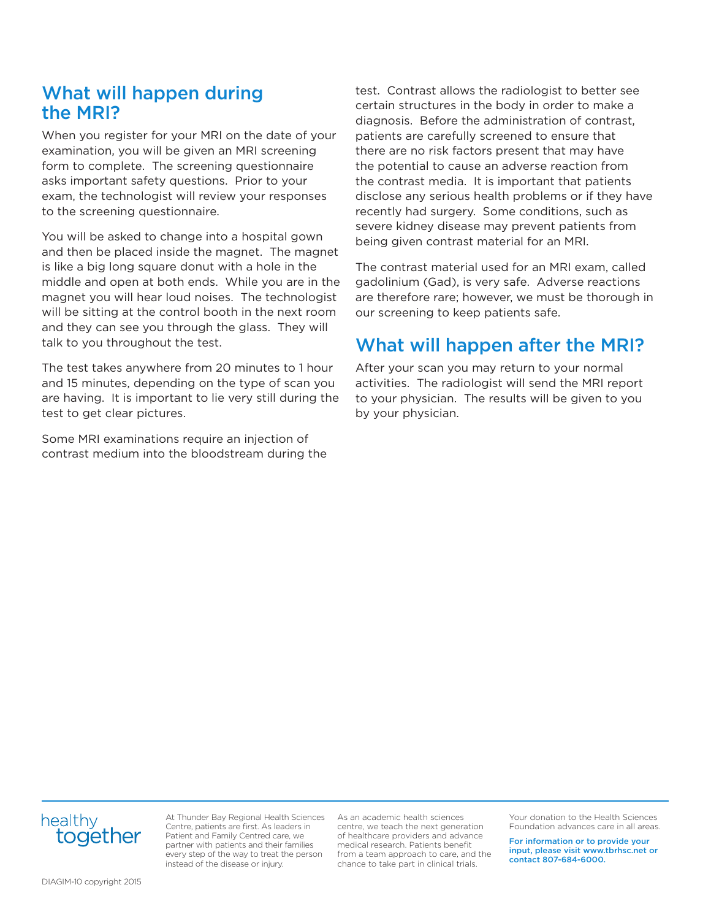## What will happen during the MRI?

When you register for your MRI on the date of your examination, you will be given an MRI screening form to complete. The screening questionnaire asks important safety questions. Prior to your exam, the technologist will review your responses to the screening questionnaire.

You will be asked to change into a hospital gown and then be placed inside the magnet. The magnet is like a big long square donut with a hole in the middle and open at both ends. While you are in the magnet you will hear loud noises. The technologist will be sitting at the control booth in the next room and they can see you through the glass. They will talk to you throughout the test.

The test takes anywhere from 20 minutes to 1 hour and 15 minutes, depending on the type of scan you are having. It is important to lie very still during the test to get clear pictures.

Some MRI examinations require an injection of contrast medium into the bloodstream during the test. Contrast allows the radiologist to better see certain structures in the body in order to make a diagnosis. Before the administration of contrast, patients are carefully screened to ensure that there are no risk factors present that may have the potential to cause an adverse reaction from the contrast media. It is important that patients disclose any serious health problems or if they have recently had surgery. Some conditions, such as severe kidney disease may prevent patients from being given contrast material for an MRI.

The contrast material used for an MRI exam, called gadolinium (Gad), is very safe. Adverse reactions are therefore rare; however, we must be thorough in our screening to keep patients safe.

## What will happen after the MRI?

After your scan you may return to your normal activities. The radiologist will send the MRI report to your physician. The results will be given to you by your physician.

healthy together

At Thunder Bay Regional Health Sciences Centre, patients are first. As leaders in Patient and Family Centred care, we partner with patients and their families every step of the way to treat the person instead of the disease or injury.

As an academic health sciences centre, we teach the next generation of healthcare providers and advance medical research. Patients benefit from a team approach to care, and the chance to take part in clinical trials.

Your donation to the Health Sciences Foundation advances care in all areas.

**For information or to provide your input, please visit www.tbrhsc.net or contact 807-684-6000.**

DIAGIM-10 copyright 2015